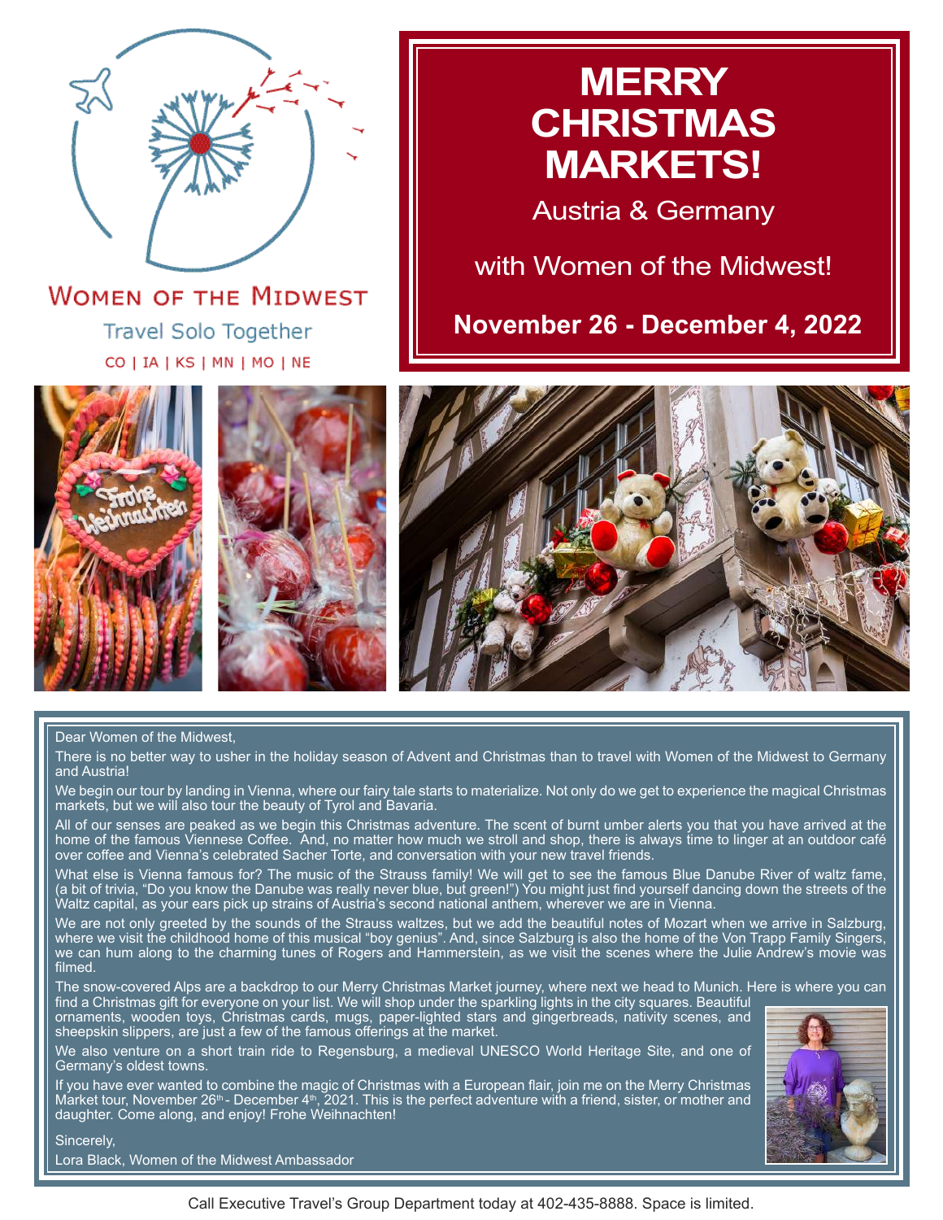WOMEN OF THE MIDWEST

Travel Solo Together

CO | IA | KS | MN | MO | NE

# MERRY CHRISTMAS MARKETS!

## Austria & Germany

## with Women of the Midwest!

## November 26 - December 4, 2022

Dear Women of the Midwest,

There is no better way to usher in the holiday season of Advent and Christmas than to travel with Women of the Midwest to Germany and Austria!

We begin our tour by landing in Vienna, where our fairy tale starts to materialize. Not only do we get to experience the magical Christmas markets, but we will also tour the beauty of Tyrol and Bavaria.

All of our senses are peaked as we begin this Christmas adventure. The scent of burnt umber alerts you that you have arrived at the home of the famous Viennese Coffee. And, no matter how much we stroll and shop, there is always time to linger at an outdoor café over coffee and Vienna's celebrated Sacher Torte, and conversation with your new travel friends.

What else is Vienna famous for? The music of the Strauss family! We will get to see the famous Blue Danube River of waltz fame, (a bit of trivia, "Do you know the Danube was really never blue, but green!") You might just find yourself dancing down the streets of the Waltz capital, as your ears pick up strains of Austria's second national anthem, wherever we are in Vienna.

We are not only greeted by the sounds of the Strauss waltzes, but we add the beautiful notes of Mozart when we arrive in Salzburg, where we visit the childhood home of this musical "boy genius". And, since Salzburg is also the home of the Von Trapp Family Singers, we can hum along to the charming tunes of Rogers and Hammerstein, as we visit the scenes where the Julie Andrew's movie was filmed.

The snow-covered Alps are a backdrop to our Merry Christmas Market journey, where next we head to Munich. Here is where you can find a Christmas gift for everyone on your list. We will shop under the sparkling lights in the city squares. Beautiful ornaments, wooden toys, Christmas cards, mugs, paper-lighted stars and gingerbreads, nativity scenes, and sheepskin slippers, are just a few of the famous offerings at the market.

We also venture on a short train ride to Regensburg, a medieval UNESCO World Heritage Site, and one of Germany's oldest towns.

If you have ever wanted to combine the magic of Christmas with a European flair, join me on the Merry Christmas Market tour, November 26th - December 4th, 2021. This is the perfect adventure with a friend, sister, or mother and daughter. Come along, and enjoy! Frohe Weihnachten!

Sincerely,

Lora Black, Women of the Midwest Ambassador

Call Executive Travel's Group Department today at 402-435-8888. Space is limited.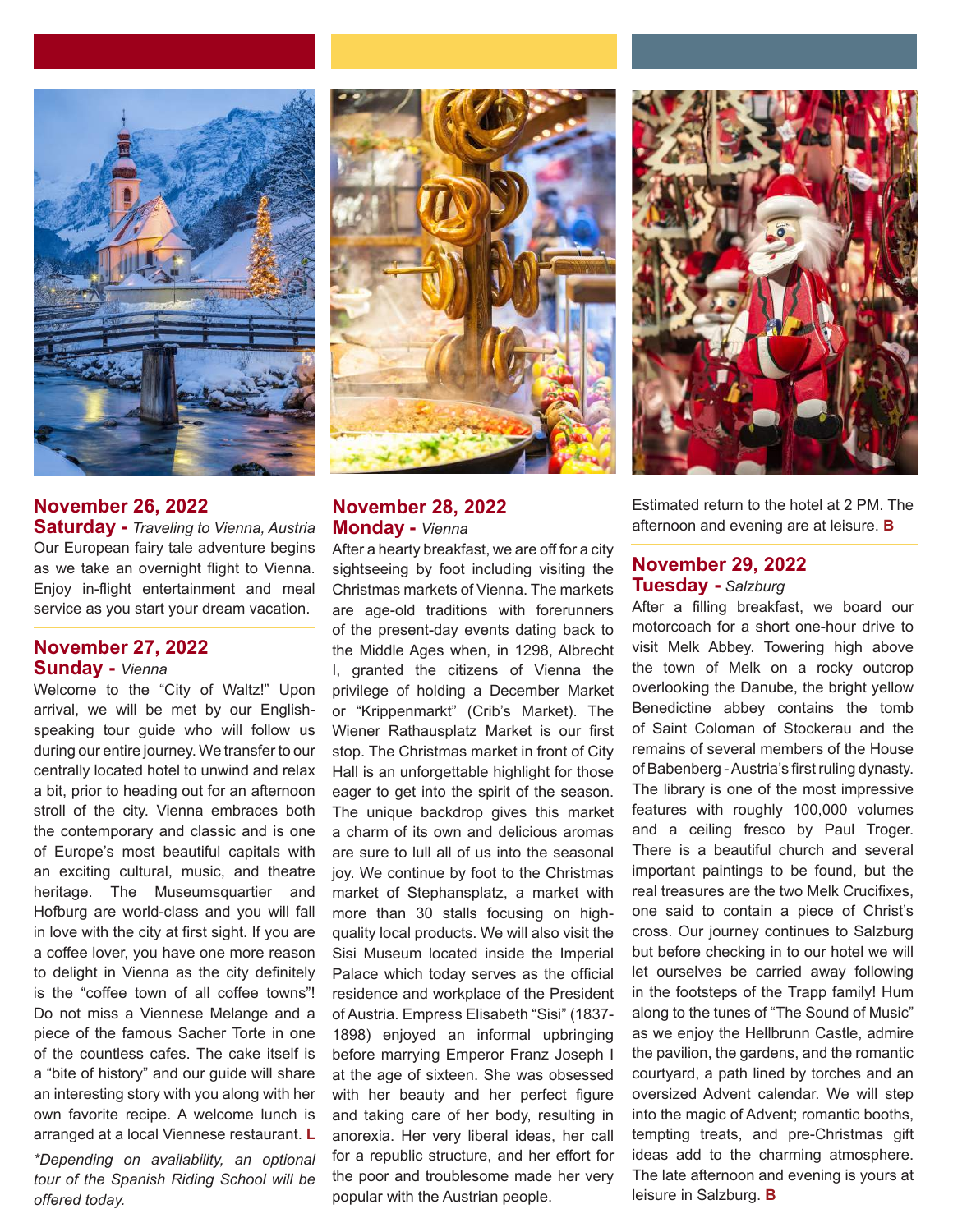## November 26, 2022
### Saturday - *Traveling to Vienna, Austria*

Our European fairy tale adventure begins as we take an overnight flight to Vienna. Enjoy in-flight entertainment and meal service as you start your dream vacation.

## November 27, 2022
### Sunday - *Vienna*

Welcome to the "City of Waltz!" Upon arrival, we will be met by our English-speaking tour guide who will follow us during our entire journey. We transfer to our centrally located hotel to unwind and relax a bit, prior to heading out for an afternoon stroll of the city. Vienna embraces both the contemporary and classic and is one of Europe's most beautiful capitals with an exciting cultural, music, and theatre heritage. The Museumsquartier and Hofburg are world-class and you will fall in love with the city at first sight. If you are a coffee lover, you have one more reason to delight in Vienna as the city definitely is the "coffee town of all coffee towns"! Do not miss a Viennese Melange and a piece of the famous Sacher Torte in one of the countless cafes. The cake itself is a "bite of history" and our guide will share an interesting story with you along with her own favorite recipe. A welcome lunch is arranged at a local Viennese restaurant. **L**

*\*Depending on availability, an optional tour of the Spanish Riding School will be offered today.*

## November 28, 2022
### Monday - *Vienna*

After a hearty breakfast, we are off for a city sightseeing by foot including visiting the Christmas markets of Vienna. The markets are age-old traditions with forerunners of the present-day events dating back to the Middle Ages when, in 1298, Albrecht I, granted the citizens of Vienna the privilege of holding a December Market or "Krippenmarkt" (Crib's Market). The Wiener Rathausplatz Market is our first stop. The Christmas market in front of City Hall is an unforgettable highlight for those eager to get into the spirit of the season. The unique backdrop gives this market a charm of its own and delicious aromas are sure to lull all of us into the seasonal joy. We continue by foot to the Christmas market of Stephansplatz, a market with more than 30 stalls focusing on high-quality local products. We will also visit the Sisi Museum located inside the Imperial Palace which today serves as the official residence and workplace of the President of Austria. Empress Elisabeth "Sisi" (1837-1898) enjoyed an informal upbringing before marrying Emperor Franz Joseph I at the age of sixteen. She was obsessed with her beauty and her perfect figure and taking care of her body, resulting in anorexia. Her very liberal ideas, her call for a republic structure, and her effort for the poor and troublesome made her very popular with the Austrian people.

Estimated return to the hotel at 2 PM. The afternoon and evening are at leisure. **B**

## November 29, 2022
### Tuesday - *Salzburg*

After a filling breakfast, we board our motorcoach for a short one-hour drive to visit Melk Abbey. Towering high above the town of Melk on a rocky outcrop overlooking the Danube, the bright yellow Benedictine abbey contains the tomb of Saint Coloman of Stockerau and the remains of several members of the House of Babenberg - Austria's first ruling dynasty. The library is one of the most impressive features with roughly 100,000 volumes and a ceiling fresco by Paul Troger. There is a beautiful church and several important paintings to be found, but the real treasures are the two Melk Crucifixes, one said to contain a piece of Christ's cross. Our journey continues to Salzburg but before checking in to our hotel we will let ourselves be carried away following in the footsteps of the Trapp family! Hum along to the tunes of "The Sound of Music" as we enjoy the Hellbrunn Castle, admire the pavilion, the gardens, and the romantic courtyard, a path lined by torches and an oversized Advent calendar. We will step into the magic of Advent; romantic booths, tempting treats, and pre-Christmas gift ideas add to the charming atmosphere. The late afternoon and evening is yours at leisure in Salzburg. **B**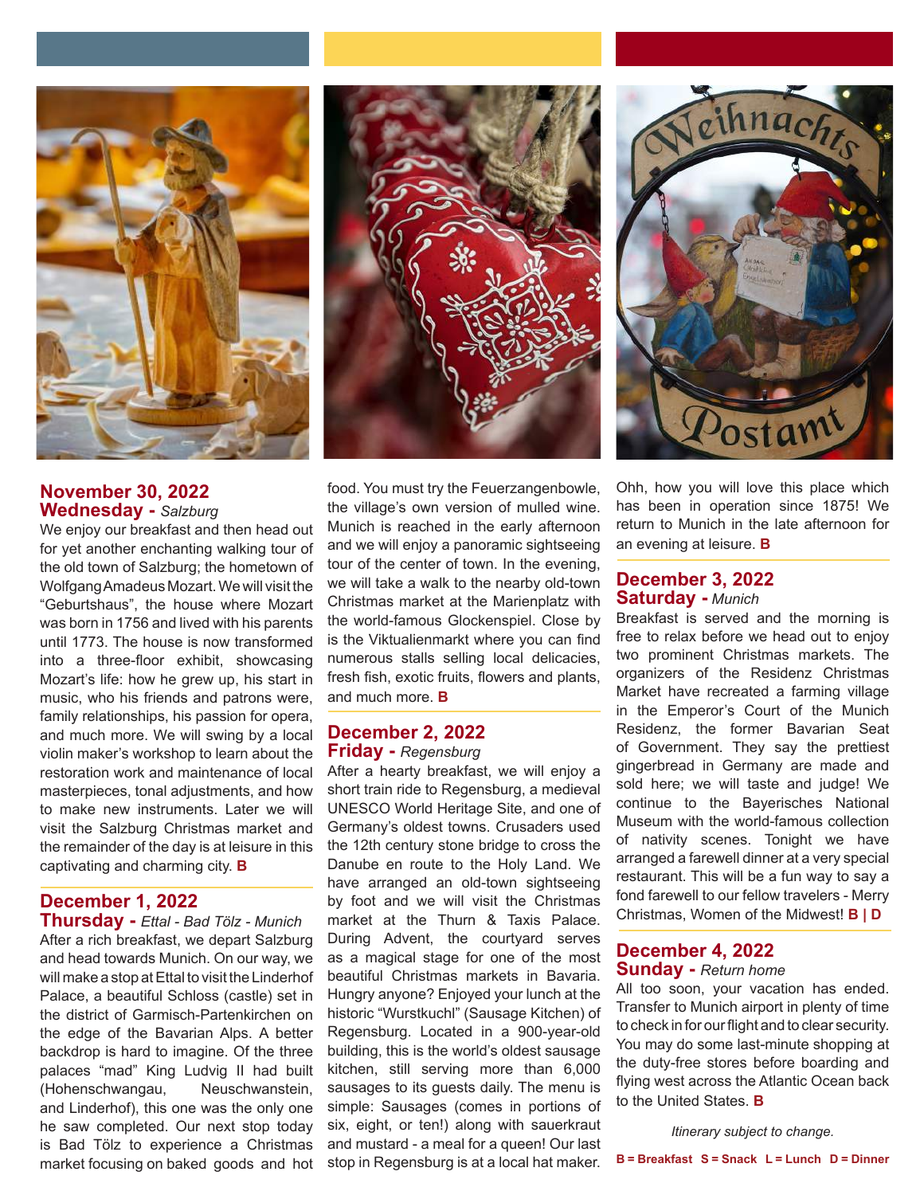## November 30, 2022
### Wednesday - *Salzburg*

We enjoy our breakfast and then head out for yet another enchanting walking tour of the old town of Salzburg; the hometown of Wolfgang Amadeus Mozart. We will visit the "Geburtshaus", the house where Mozart was born in 1756 and lived with his parents until 1773. The house is now transformed into a three-floor exhibit, showcasing Mozart's life: how he grew up, his start in music, who his friends and patrons were, family relationships, his passion for opera, and much more. We will swing by a local violin maker's workshop to learn about the restoration work and maintenance of local masterpieces, tonal adjustments, and how to make new instruments. Later we will visit the Salzburg Christmas market and the remainder of the day is at leisure in this captivating and charming city. **B**

## December 1, 2022
### Thursday - *Ettal - Bad Tölz - Munich*

After a rich breakfast, we depart Salzburg and head towards Munich. On our way, we will make a stop at Ettal to visit the Linderhof Palace, a beautiful Schloss (castle) set in the district of Garmisch-Partenkirchen on the edge of the Bavarian Alps. A better backdrop is hard to imagine. Of the three palaces "mad" King Ludvig II had built (Hohenschwangau, Neuschwanstein, and Linderhof), this one was the only one he saw completed. Our next stop today is Bad Tölz to experience a Christmas market focusing on baked goods and hot food. You must try the Feuerzangenbowle, the village's own version of mulled wine. Munich is reached in the early afternoon and we will enjoy a panoramic sightseeing tour of the center of town. In the evening, we will take a walk to the nearby old-town Christmas market at the Marienplatz with the world-famous Glockenspiel. Close by is the Viktualienmarkt where you can find numerous stalls selling local delicacies, fresh fish, exotic fruits, flowers and plants, and much more. **B**

## December 2, 2022
### Friday - *Regensburg*

After a hearty breakfast, we will enjoy a short train ride to Regensburg, a medieval UNESCO World Heritage Site, and one of Germany's oldest towns. Crusaders used the 12th century stone bridge to cross the Danube en route to the Holy Land. We have arranged an old-town sightseeing by foot and we will visit the Christmas market at the Thurn & Taxis Palace. During Advent, the courtyard serves as a magical stage for one of the most beautiful Christmas markets in Bavaria. Hungry anyone? Enjoyed your lunch at the historic "Wurstkuchl" (Sausage Kitchen) of Regensburg. Located in a 900-year-old building, this is the world's oldest sausage kitchen, still serving more than 6,000 sausages to its guests daily. The menu is simple: Sausages (comes in portions of six, eight, or ten!) along with sauerkraut and mustard - a meal for a queen! Our last stop in Regensburg is at a local hat maker. Ohh, how you will love this place which has been in operation since 1875! We return to Munich in the late afternoon for an evening at leisure. **B**

## December 3, 2022
### Saturday - *Munich*

Breakfast is served and the morning is free to relax before we head out to enjoy two prominent Christmas markets. The organizers of the Residenz Christmas Market have recreated a farming village in the Emperor's Court of the Munich Residenz, the former Bavarian Seat of Government. They say the prettiest gingerbread in Germany are made and sold here; we will taste and judge! We continue to the Bayerisches National Museum with the world-famous collection of nativity scenes. Tonight we have arranged a farewell dinner at a very special restaurant. This will be a fun way to say a fond farewell to our fellow travelers - Merry Christmas, Women of the Midwest! **B | D**

## December 4, 2022
### Sunday - *Return home*

All too soon, your vacation has ended. Transfer to Munich airport in plenty of time to check in for our flight and to clear security. You may do some last-minute shopping at the duty-free stores before boarding and flying west across the Atlantic Ocean back to the United States. **B**

*Itinerary subject to change.*

**B = Breakfast  S = Snack  L = Lunch  D = Dinner**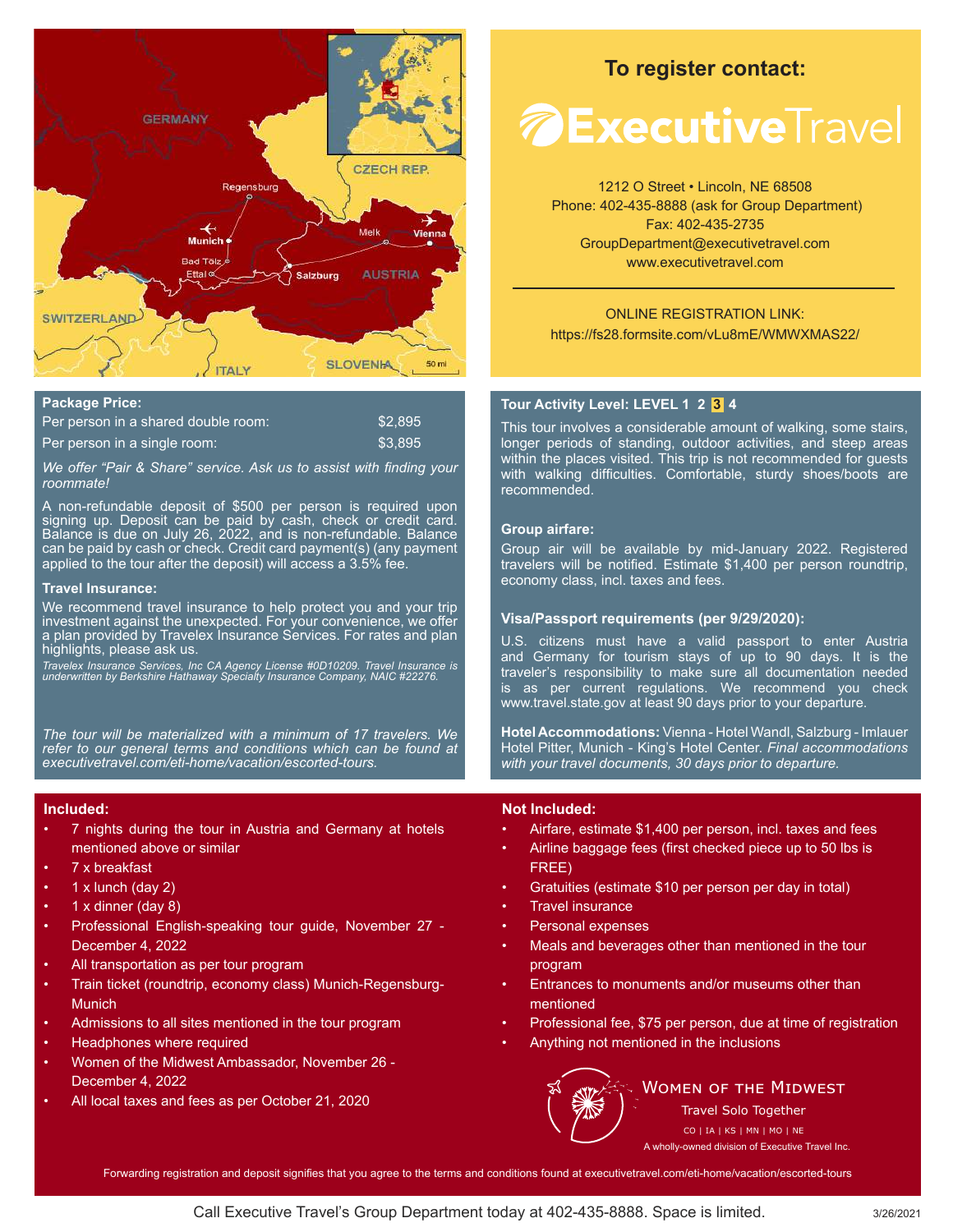## To register contact:

**ExecutiveTravel**

1212 O Street • Lincoln, NE 68508
Phone: 402-435-8888 (ask for Group Department)
Fax: 402-435-2735
GroupDepartment@executivetravel.com
www.executivetravel.com

ONLINE REGISTRATION LINK:
https://fs28.formsite.com/vLu8mE/WMWXMAS22/

### Package Price:

| | |
|---|---|
| Per person in a shared double room: | $2,895 |
| Per person in a single room: | $3,895 |

*We offer "Pair & Share" service. Ask us to assist with finding your roommate!*

A non-refundable deposit of $500 per person is required upon signing up. Deposit can be paid by cash, check or credit card. Balance is due on July 26, 2022, and is non-refundable. Balance can be paid by cash or check. Credit card payment(s) (any payment applied to the tour after the deposit) will access a 3.5% fee.

### Travel Insurance:

We recommend travel insurance to help protect you and your trip investment against the unexpected. For your convenience, we offer a plan provided by Travelex Insurance Services. For rates and plan highlights, please ask us.

*Travelex Insurance Services, Inc CA Agency License #0D10209. Travel Insurance is underwritten by Berkshire Hathaway Specialty Insurance Company, NAIC #22276.*

*The tour will be materialized with a minimum of 17 travelers. We refer to our general terms and conditions which can be found at executivetravel.com/eti-home/vacation/escorted-tours.*

### Tour Activity Level: LEVEL 1 2 **3** 4

This tour involves a considerable amount of walking, some stairs, longer periods of standing, outdoor activities, and steep areas within the places visited. This trip is not recommended for guests with walking difficulties. Comfortable, sturdy shoes/boots are recommended.

### Group airfare:

Group air will be available by mid-January 2022. Registered travelers will be notified. Estimate $1,400 per person roundtrip, economy class, incl. taxes and fees.

### Visa/Passport requirements (per 9/29/2020):

U.S. citizens must have a valid passport to enter Austria and Germany for tourism stays of up to 90 days. It is the traveler's responsibility to make sure all documentation needed is as per current regulations. We recommend you check www.travel.state.gov at least 90 days prior to your departure.

**Hotel Accommodations:** Vienna - Hotel Wandl, Salzburg - Imlauer Hotel Pitter, Munich - King's Hotel Center. *Final accommodations with your travel documents, 30 days prior to departure.*

### Included:

- 7 nights during the tour in Austria and Germany at hotels mentioned above or similar
- 7 x breakfast
- 1 x lunch (day 2)
- 1 x dinner (day 8)
- Professional English-speaking tour guide, November 27 - December 4, 2022
- All transportation as per tour program
- Train ticket (roundtrip, economy class) Munich-Regensburg-Munich
- Admissions to all sites mentioned in the tour program
- Headphones where required
- Women of the Midwest Ambassador, November 26 - December 4, 2022
- All local taxes and fees as per October 21, 2020

### Not Included:

- Airfare, estimate $1,400 per person, incl. taxes and fees
- Airline baggage fees (first checked piece up to 50 lbs is FREE)
- Gratuities (estimate $10 per person per day in total)
- Travel insurance
- Personal expenses
- Meals and beverages other than mentioned in the tour program
- Entrances to monuments and/or museums other than mentioned
- Professional fee, $75 per person, due at time of registration
- Anything not mentioned in the inclusions

WOMEN OF THE MIDWEST
Travel Solo Together
CO | IA | KS | MN | MO | NE
A wholly-owned division of Executive Travel Inc.

Forwarding registration and deposit signifies that you agree to the terms and conditions found at executivetravel.com/eti-home/vacation/escorted-tours

Call Executive Travel's Group Department today at 402-435-8888. Space is limited.

3/26/2021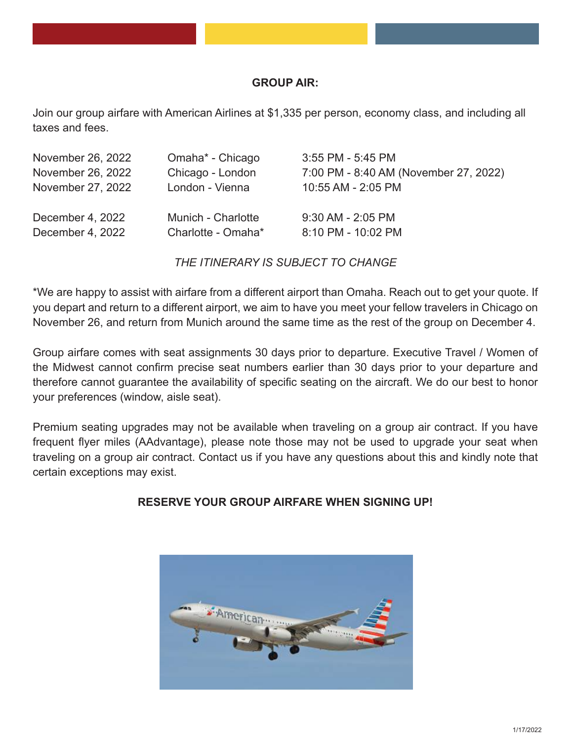## GROUP AIR:

Join our group airfare with American Airlines at $1,335 per person, economy class, and including all taxes and fees.

| | | |
|---|---|---|
| November 26, 2022 | Omaha* - Chicago | 3:55 PM - 5:45 PM |
| November 26, 2022 | Chicago - London | 7:00 PM - 8:40 AM (November 27, 2022) |
| November 27, 2022 | London - Vienna | 10:55 AM - 2:05 PM |
| December 4, 2022 | Munich - Charlotte | 9:30 AM - 2:05 PM |
| December 4, 2022 | Charlotte - Omaha* | 8:10 PM - 10:02 PM |

*THE ITINERARY IS SUBJECT TO CHANGE*

*We are happy to assist with airfare from a different airport than Omaha. Reach out to get your quote. If you depart and return to a different airport, we aim to have you meet your fellow travelers in Chicago on November 26, and return from Munich around the same time as the rest of the group on December 4.

Group airfare comes with seat assignments 30 days prior to departure. Executive Travel / Women of the Midwest cannot confirm precise seat numbers earlier than 30 days prior to your departure and therefore cannot guarantee the availability of specific seating on the aircraft. We do our best to honor your preferences (window, aisle seat).

Premium seating upgrades may not be available when traveling on a group air contract. If you have frequent flyer miles (AAdvantage), please note those may not be used to upgrade your seat when traveling on a group air contract. Contact us if you have any questions about this and kindly note that certain exceptions may exist.

**RESERVE YOUR GROUP AIRFARE WHEN SIGNING UP!**

1/17/2022